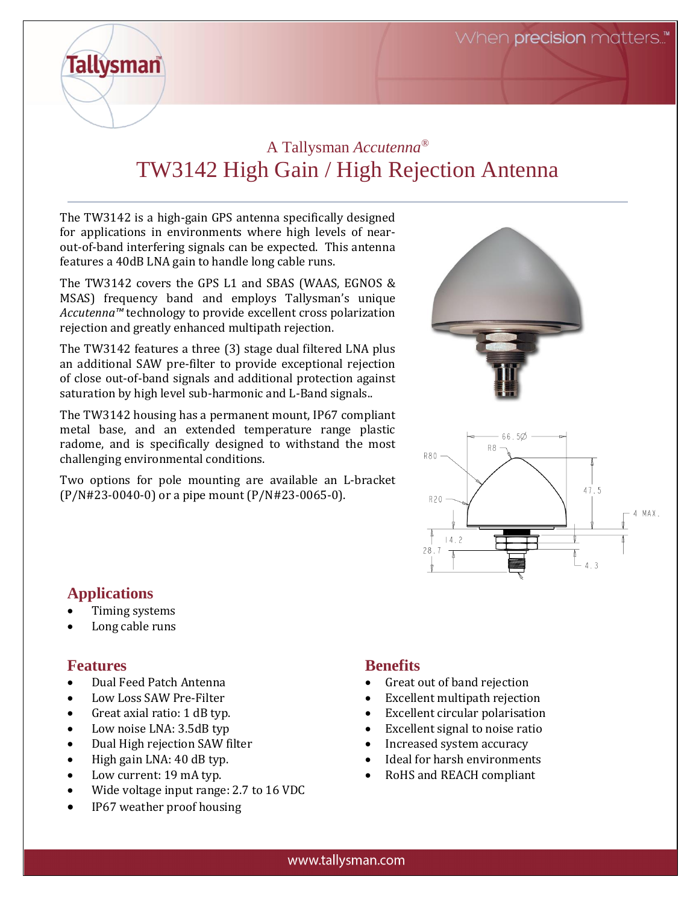# A Tallysman *Accutenna*®

# TW3142 High Gain / High Rejection Antenna

The TW3142 is a high-gain GPS antenna specifically designed for applications in environments where high levels of near-out-of-band interfering signals can be expected. This antenna features a 40dB LNA gain to handle long cable runs.

The TW3142 covers the GPS L1 and SBAS (WAAS, EGNOS & MSAS) frequency band and employs Tallysman's unique *Accutenna™* technology to provide excellent cross polarization rejection and greatly enhanced multipath rejection.

The TW3142 features a three (3) stage dual filtered LNA plus an additional SAW pre-filter to provide exceptional rejection of close out-of-band signals and additional protection against saturation by high level sub-harmonic and L-Band signals..

The TW3142 housing has a permanent mount, IP67 compliant metal base, and an extended temperature range plastic radome, and is specifically designed to withstand the most challenging environmental conditions.

Two options for pole mounting are available an L-bracket (P/N#23-0040-0) or a pipe mount (P/N#23-0065-0).

## Applications

- Timing systems
- Long cable runs

## Features

- Dual Feed Patch Antenna
- Low Loss SAW Pre-Filter
- Great axial ratio: 1 dB typ.
- Low noise LNA: 3.5dB typ
- Dual High rejection SAW filter
- High gain LNA: 40 dB typ.
- Low current: 19 mA typ.
- Wide voltage input range: 2.7 to 16 VDC
- IP67 weather proof housing

## Benefits

- Great out of band rejection
- Excellent multipath rejection
- Excellent circular polarisation
- Excellent signal to noise ratio
- Increased system accuracy
- Ideal for harsh environments
- RoHS and REACH compliant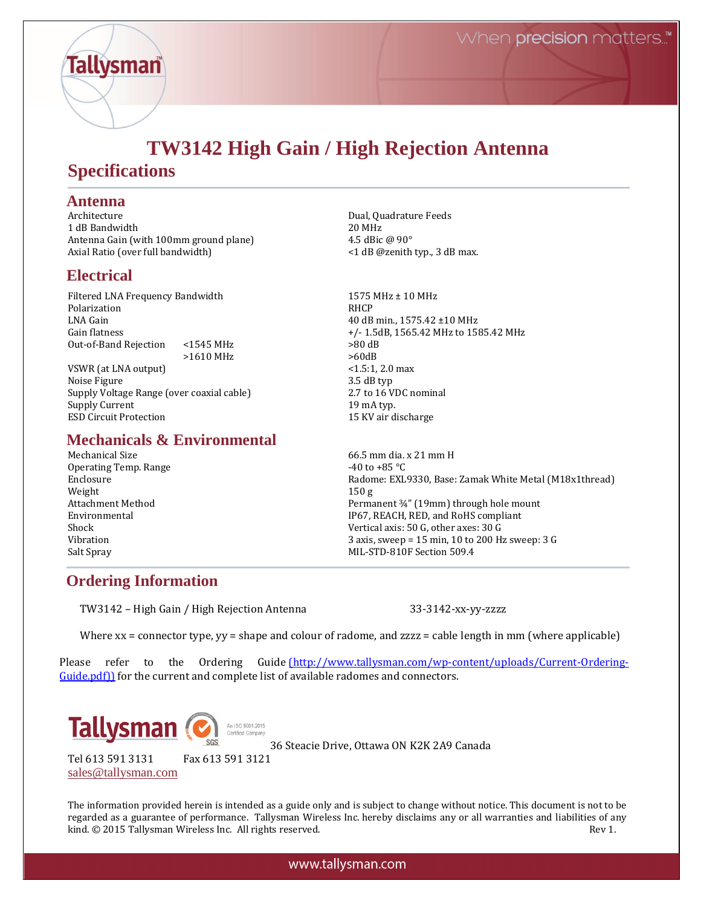Tallysman™

When precision matters.™

# TW3142 High Gain / High Rejection Antenna

## Specifications

### Antenna

| | |
|---|---|
| Architecture | Dual, Quadrature Feeds |
| 1 dB Bandwidth | 20 MHz |
| Antenna Gain (with 100mm ground plane) | 4.5 dBic @ 90° |
| Axial Ratio (over full bandwidth) | <1 dB @zenith typ., 3 dB max. |

### Electrical

| | | |
|---|---|---|
| Filtered LNA Frequency Bandwidth | | 1575 MHz ± 10 MHz |
| Polarization | | RHCP |
| LNA Gain | | 40 dB min., 1575.42 ±10 MHz |
| Gain flatness | | +/- 1.5dB, 1565.42 MHz to 1585.42 MHz |
| Out-of-Band Rejection | <1545 MHz | >80 dB |
| | >1610 MHz | >60dB |
| VSWR (at LNA output) | | <1.5:1, 2.0 max |
| Noise Figure | | 3.5 dB typ |
| Supply Voltage Range (over coaxial cable) | | 2.7 to 16 VDC nominal |
| Supply Current | | 19 mA typ. |
| ESD Circuit Protection | | 15 KV air discharge |

### Mechanicals & Environmental

| | |
|---|---|
| Mechanical Size | 66.5 mm dia. x 21 mm H |
| Operating Temp. Range | -40 to +85 °C |
| Enclosure | Radome: EXL9330, Base: Zamak White Metal (M18x1thread) |
| Weight | 150 g |
| Attachment Method | Permanent ¾" (19mm) through hole mount |
| Environmental | IP67, REACH, RED, and RoHS compliant |
| Shock | Vertical axis: 50 G, other axes: 30 G |
| Vibration | 3 axis, sweep = 15 min, 10 to 200 Hz sweep: 3 G |
| Salt Spray | MIL-STD-810F Section 509.4 |

### Ordering Information

TW3142 – High Gain / High Rejection Antenna 33-3142-xx-yy-zzzz

Where xx = connector type, yy = shape and colour of radome, and zzzz = cable length in mm (where applicable)

Please refer to the Ordering Guide (http://www.tallysman.com/wp-content/uploads/Current-Ordering-Guide.pdf)) for the current and complete list of available radomes and connectors.

Tallysman An ISO 9001:2015 Certified Company

36 Steacie Drive, Ottawa ON K2K 2A9 Canada

Tel 613 591 3131 Fax 613 591 3121

sales@tallysman.com

The information provided herein is intended as a guide only and is subject to change without notice. This document is not to be regarded as a guarantee of performance. Tallysman Wireless Inc. hereby disclaims any or all warranties and liabilities of any kind. © 2015 Tallysman Wireless Inc. All rights reserved. Rev 1.

www.tallysman.com